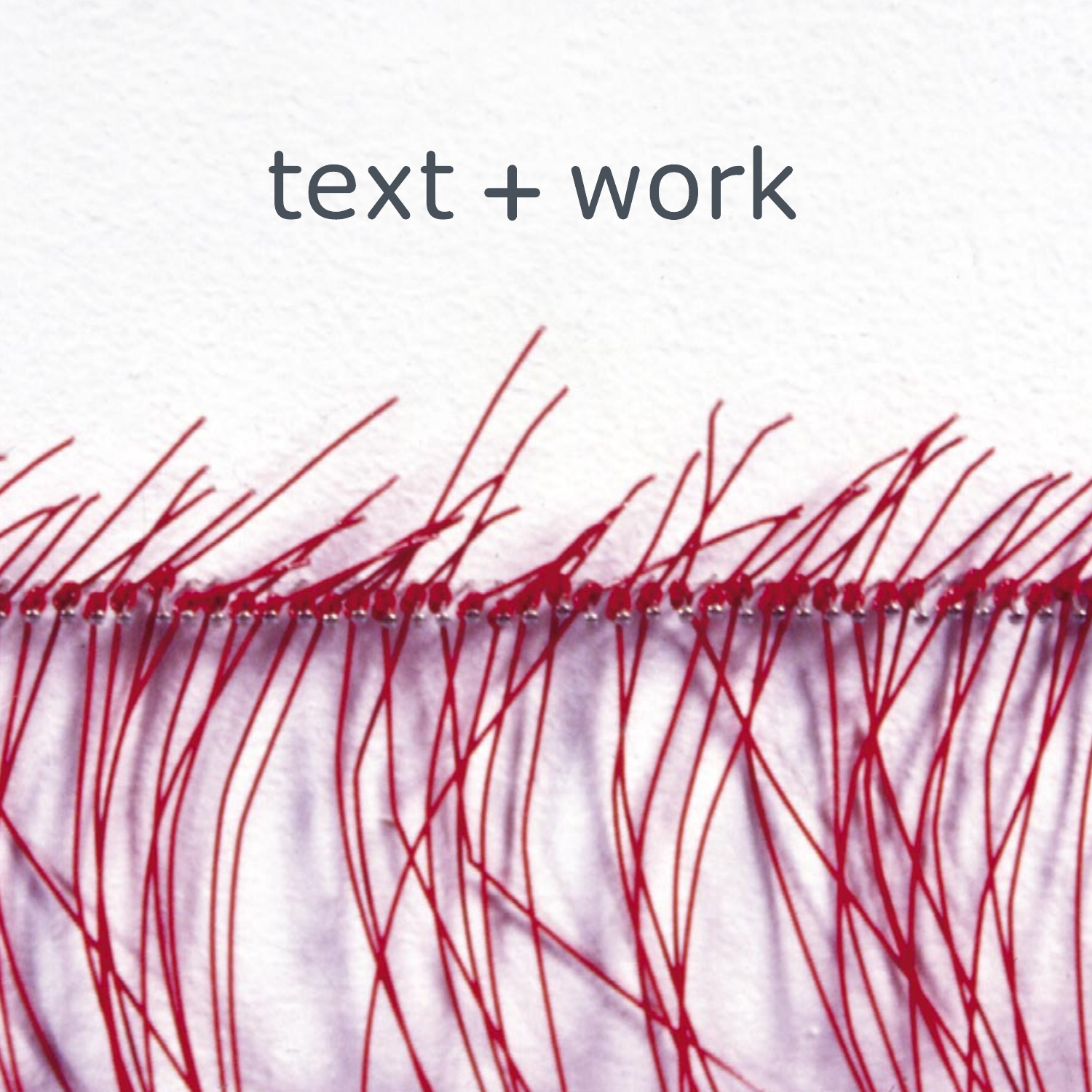# text + work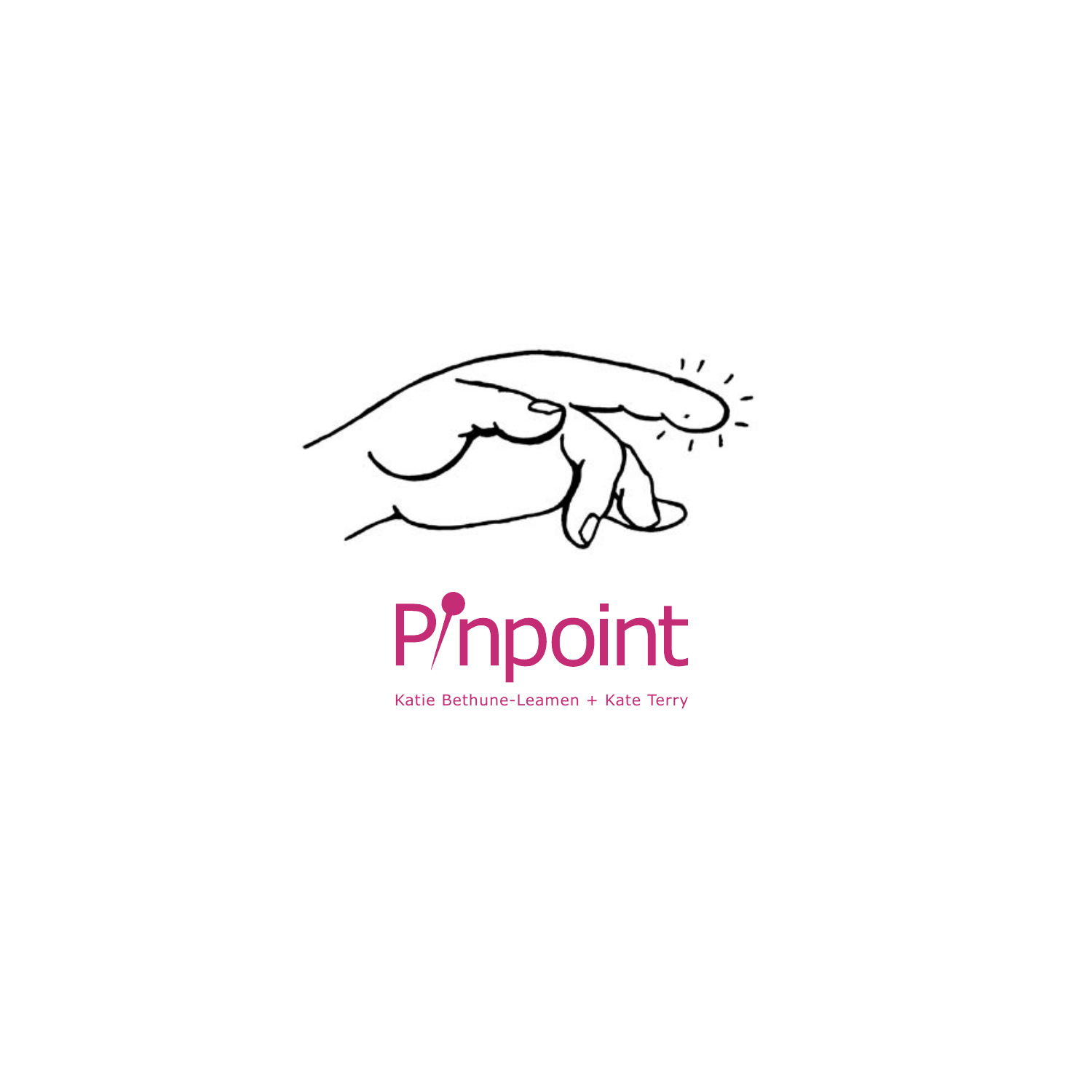# Pinpoint

Katie Bethune-Leamen + Kate Terry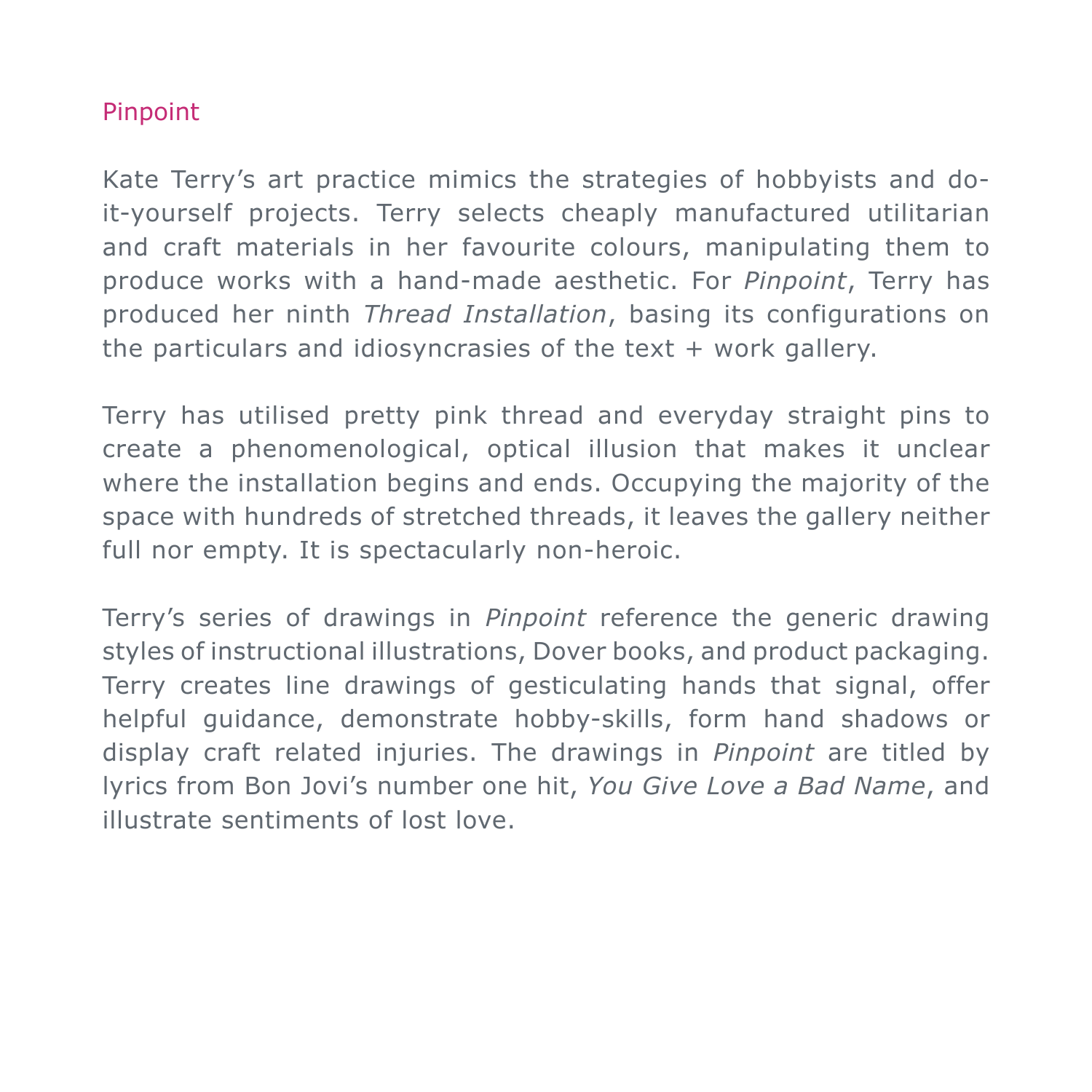## Pinpoint

Kate Terry's art practice mimics the strategies of hobbyists and do-it-yourself projects. Terry selects cheaply manufactured utilitarian and craft materials in her favourite colours, manipulating them to produce works with a hand-made aesthetic. For *Pinpoint*, Terry has produced her ninth *Thread Installation*, basing its configurations on the particulars and idiosyncrasies of the text + work gallery.

Terry has utilised pretty pink thread and everyday straight pins to create a phenomenological, optical illusion that makes it unclear where the installation begins and ends. Occupying the majority of the space with hundreds of stretched threads, it leaves the gallery neither full nor empty. It is spectacularly non-heroic.

Terry's series of drawings in *Pinpoint* reference the generic drawing styles of instructional illustrations, Dover books, and product packaging. Terry creates line drawings of gesticulating hands that signal, offer helpful guidance, demonstrate hobby-skills, form hand shadows or display craft related injuries. The drawings in *Pinpoint* are titled by lyrics from Bon Jovi's number one hit, *You Give Love a Bad Name*, and illustrate sentiments of lost love.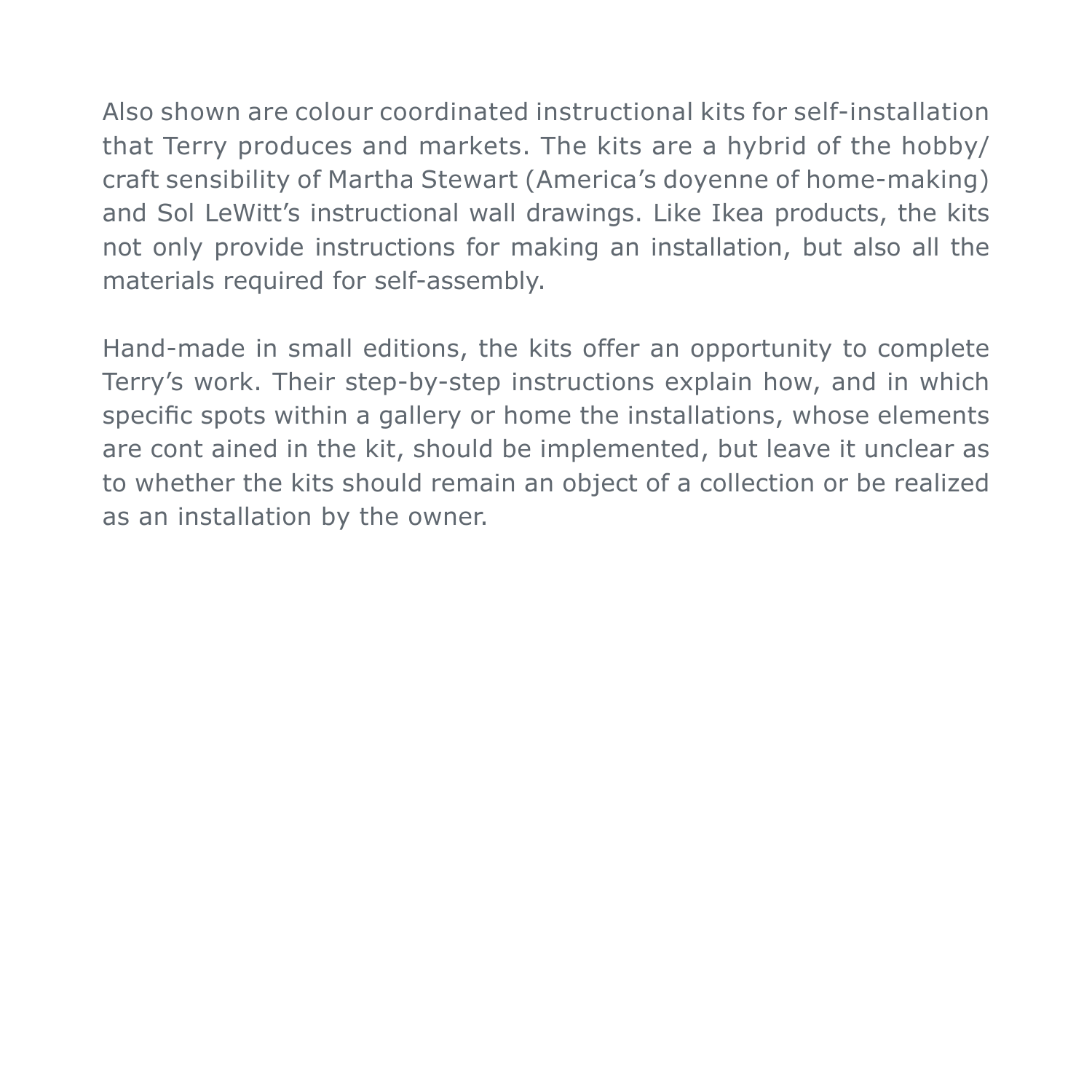Also shown are colour coordinated instructional kits for self-installation that Terry produces and markets. The kits are a hybrid of the hobby/craft sensibility of Martha Stewart (America's doyenne of home-making) and Sol LeWitt's instructional wall drawings. Like Ikea products, the kits not only provide instructions for making an installation, but also all the materials required for self-assembly.

Hand-made in small editions, the kits offer an opportunity to complete Terry's work. Their step-by-step instructions explain how, and in which specific spots within a gallery or home the installations, whose elements are cont ained in the kit, should be implemented, but leave it unclear as to whether the kits should remain an object of a collection or be realized as an installation by the owner.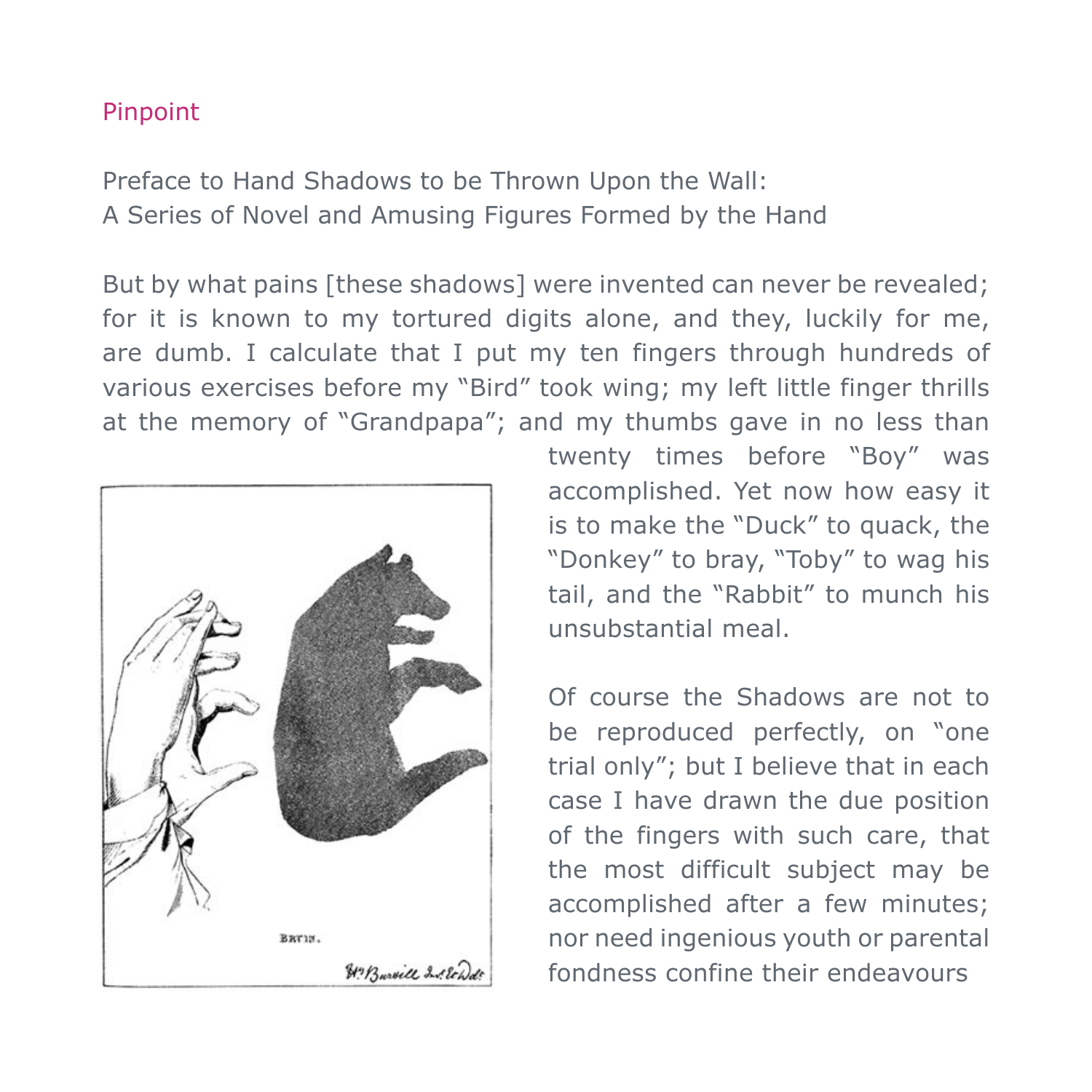Pinpoint

Preface to Hand Shadows to be Thrown Upon the Wall:
A Series of Novel and Amusing Figures Formed by the Hand

But by what pains [these shadows] were invented can never be revealed; for it is known to my tortured digits alone, and they, luckily for me, are dumb. I calculate that I put my ten fingers through hundreds of various exercises before my "Bird" took wing; my left little finger thrills at the memory of "Grandpapa"; and my thumbs gave in no less than twenty times before "Boy" was accomplished. Yet now how easy it is to make the "Duck" to quack, the "Donkey" to bray, "Toby" to wag his tail, and the "Rabbit" to munch his unsubstantial meal.

BRUIN.

Of course the Shadows are not to be reproduced perfectly, on "one trial only"; but I believe that in each case I have drawn the due position of the fingers with such care, that the most difficult subject may be accomplished after a few minutes; nor need ingenious youth or parental fondness confine their endeavours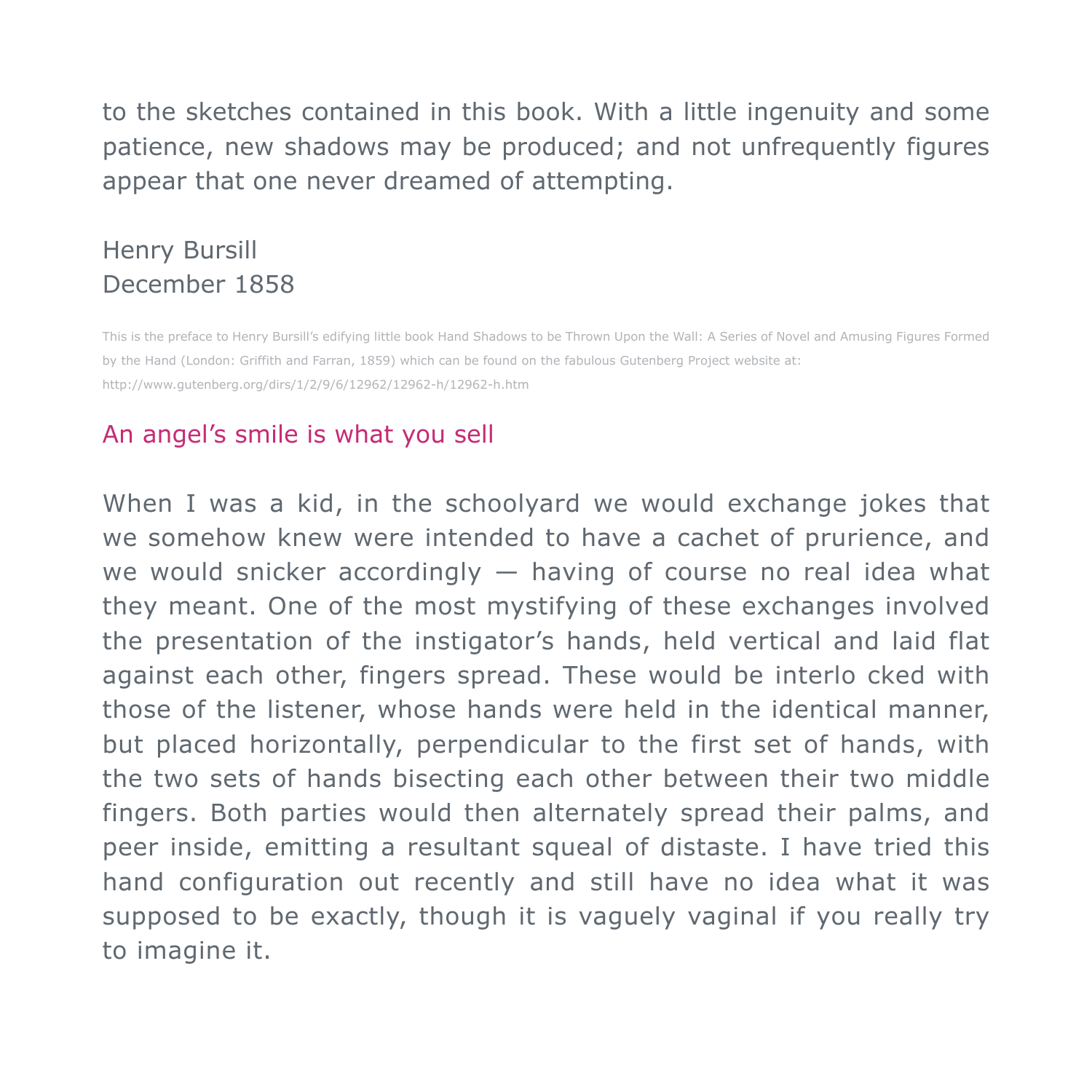to the sketches contained in this book. With a little ingenuity and some patience, new shadows may be produced; and not unfrequently figures appear that one never dreamed of attempting.

Henry Bursill
December 1858

This is the preface to Henry Bursill's edifying little book Hand Shadows to be Thrown Upon the Wall: A Series of Novel and Amusing Figures Formed by the Hand (London: Griffith and Farran, 1859) which can be found on the fabulous Gutenberg Project website at: http://www.gutenberg.org/dirs/1/2/9/6/12962/12962-h/12962-h.htm

## An angel's smile is what you sell

When I was a kid, in the schoolyard we would exchange jokes that we somehow knew were intended to have a cachet of prurience, and we would snicker accordingly — having of course no real idea what they meant. One of the most mystifying of these exchanges involved the presentation of the instigator's hands, held vertical and laid flat against each other, fingers spread. These would be interlo cked with those of the listener, whose hands were held in the identical manner, but placed horizontally, perpendicular to the first set of hands, with the two sets of hands bisecting each other between their two middle fingers. Both parties would then alternately spread their palms, and peer inside, emitting a resultant squeal of distaste. I have tried this hand configuration out recently and still have no idea what it was supposed to be exactly, though it is vaguely vaginal if you really try to imagine it.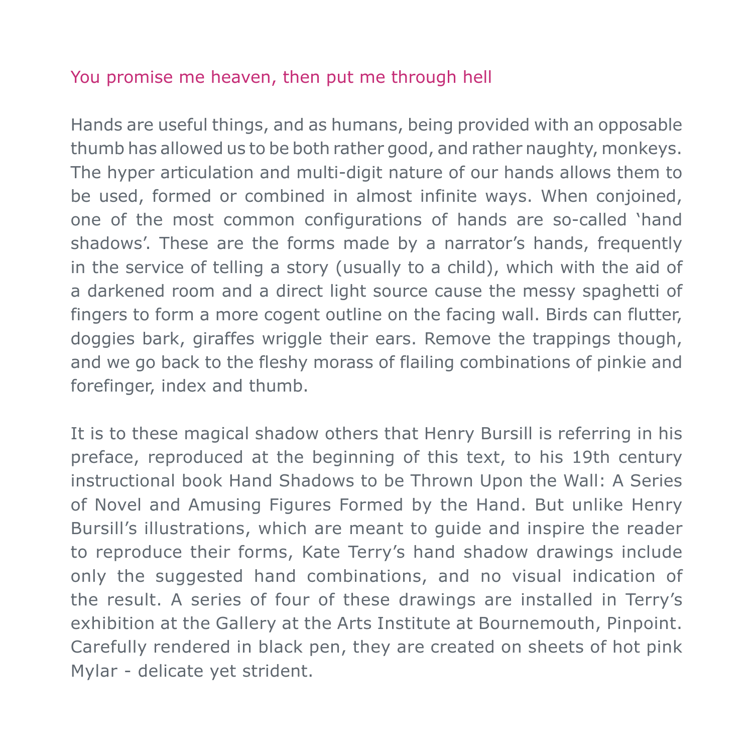## You promise me heaven, then put me through hell

Hands are useful things, and as humans, being provided with an opposable thumb has allowed us to be both rather good, and rather naughty, monkeys. The hyper articulation and multi-digit nature of our hands allows them to be used, formed or combined in almost infinite ways. When conjoined, one of the most common configurations of hands are so-called 'hand shadows'. These are the forms made by a narrator's hands, frequently in the service of telling a story (usually to a child), which with the aid of a darkened room and a direct light source cause the messy spaghetti of fingers to form a more cogent outline on the facing wall. Birds can flutter, doggies bark, giraffes wriggle their ears. Remove the trappings though, and we go back to the fleshy morass of flailing combinations of pinkie and forefinger, index and thumb.

It is to these magical shadow others that Henry Bursill is referring in his preface, reproduced at the beginning of this text, to his 19th century instructional book Hand Shadows to be Thrown Upon the Wall: A Series of Novel and Amusing Figures Formed by the Hand. But unlike Henry Bursill's illustrations, which are meant to guide and inspire the reader to reproduce their forms, Kate Terry's hand shadow drawings include only the suggested hand combinations, and no visual indication of the result. A series of four of these drawings are installed in Terry's exhibition at the Gallery at the Arts Institute at Bournemouth, Pinpoint. Carefully rendered in black pen, they are created on sheets of hot pink Mylar - delicate yet strident.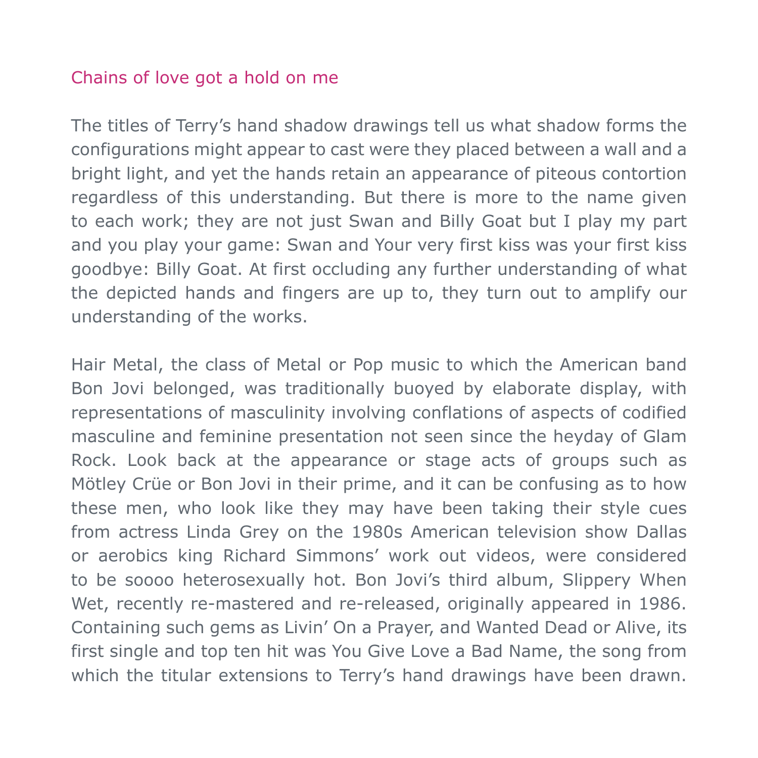## Chains of love got a hold on me

The titles of Terry's hand shadow drawings tell us what shadow forms the configurations might appear to cast were they placed between a wall and a bright light, and yet the hands retain an appearance of piteous contortion regardless of this understanding. But there is more to the name given to each work; they are not just Swan and Billy Goat but I play my part and you play your game: Swan and Your very first kiss was your first kiss goodbye: Billy Goat. At first occluding any further understanding of what the depicted hands and fingers are up to, they turn out to amplify our understanding of the works.

Hair Metal, the class of Metal or Pop music to which the American band Bon Jovi belonged, was traditionally buoyed by elaborate display, with representations of masculinity involving conflations of aspects of codified masculine and feminine presentation not seen since the heyday of Glam Rock. Look back at the appearance or stage acts of groups such as Mötley Crüe or Bon Jovi in their prime, and it can be confusing as to how these men, who look like they may have been taking their style cues from actress Linda Grey on the 1980s American television show Dallas or aerobics king Richard Simmons' work out videos, were considered to be soooo heterosexually hot. Bon Jovi's third album, Slippery When Wet, recently re-mastered and re-released, originally appeared in 1986. Containing such gems as Livin' On a Prayer, and Wanted Dead or Alive, its first single and top ten hit was You Give Love a Bad Name, the song from which the titular extensions to Terry's hand drawings have been drawn.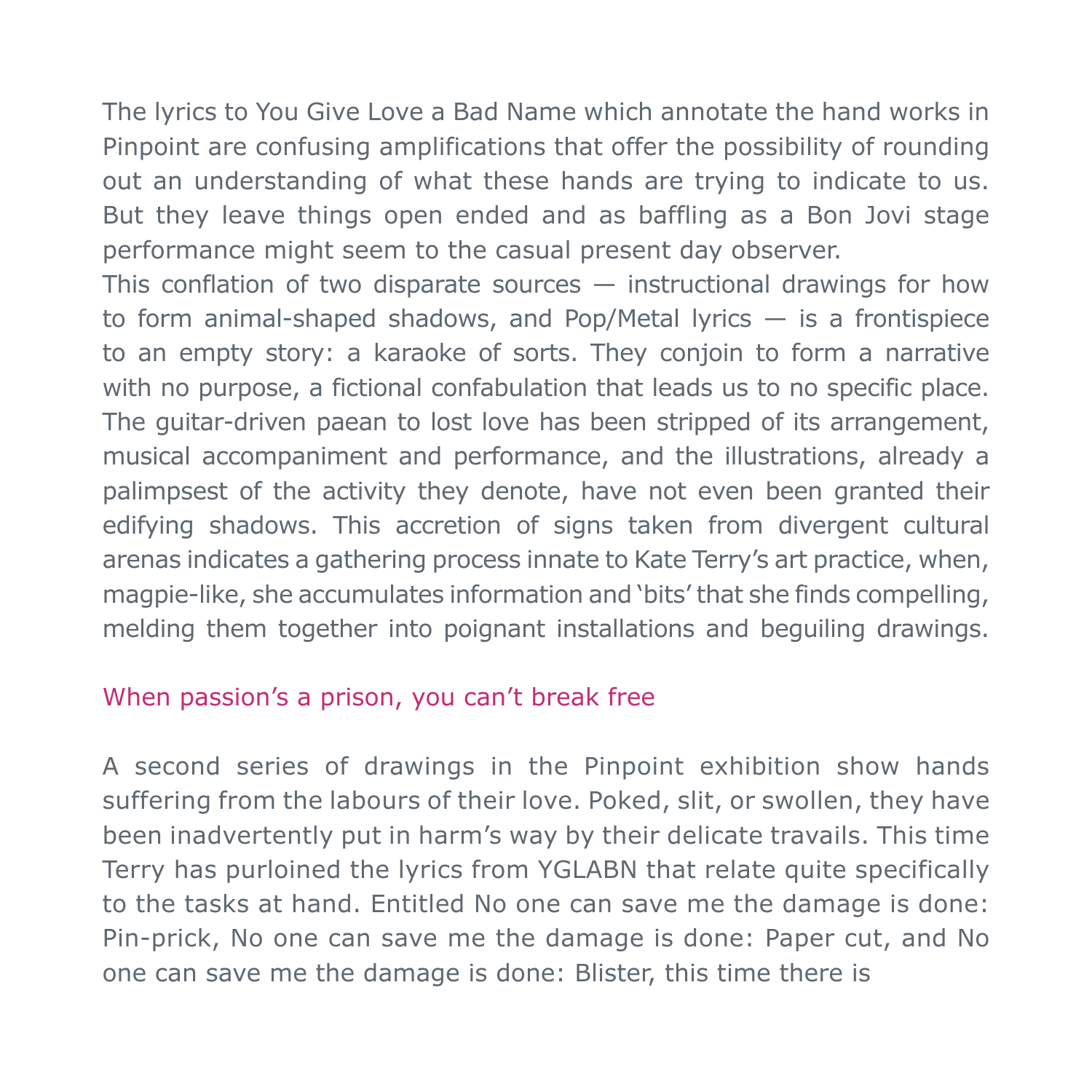The lyrics to You Give Love a Bad Name which annotate the hand works in Pinpoint are confusing amplifications that offer the possibility of rounding out an understanding of what these hands are trying to indicate to us. But they leave things open ended and as baffling as a Bon Jovi stage performance might seem to the casual present day observer.

This conflation of two disparate sources — instructional drawings for how to form animal-shaped shadows, and Pop/Metal lyrics — is a frontispiece to an empty story: a karaoke of sorts. They conjoin to form a narrative with no purpose, a fictional confabulation that leads us to no specific place. The guitar-driven paean to lost love has been stripped of its arrangement, musical accompaniment and performance, and the illustrations, already a palimpsest of the activity they denote, have not even been granted their edifying shadows. This accretion of signs taken from divergent cultural arenas indicates a gathering process innate to Kate Terry's art practice, when, magpie-like, she accumulates information and 'bits' that she finds compelling, melding them together into poignant installations and beguiling drawings.

## When passion's a prison, you can't break free

A second series of drawings in the Pinpoint exhibition show hands suffering from the labours of their love. Poked, slit, or swollen, they have been inadvertently put in harm's way by their delicate travails. This time Terry has purloined the lyrics from YGLABN that relate quite specifically to the tasks at hand. Entitled No one can save me the damage is done: Pin-prick, No one can save me the damage is done: Paper cut, and No one can save me the damage is done: Blister, this time there is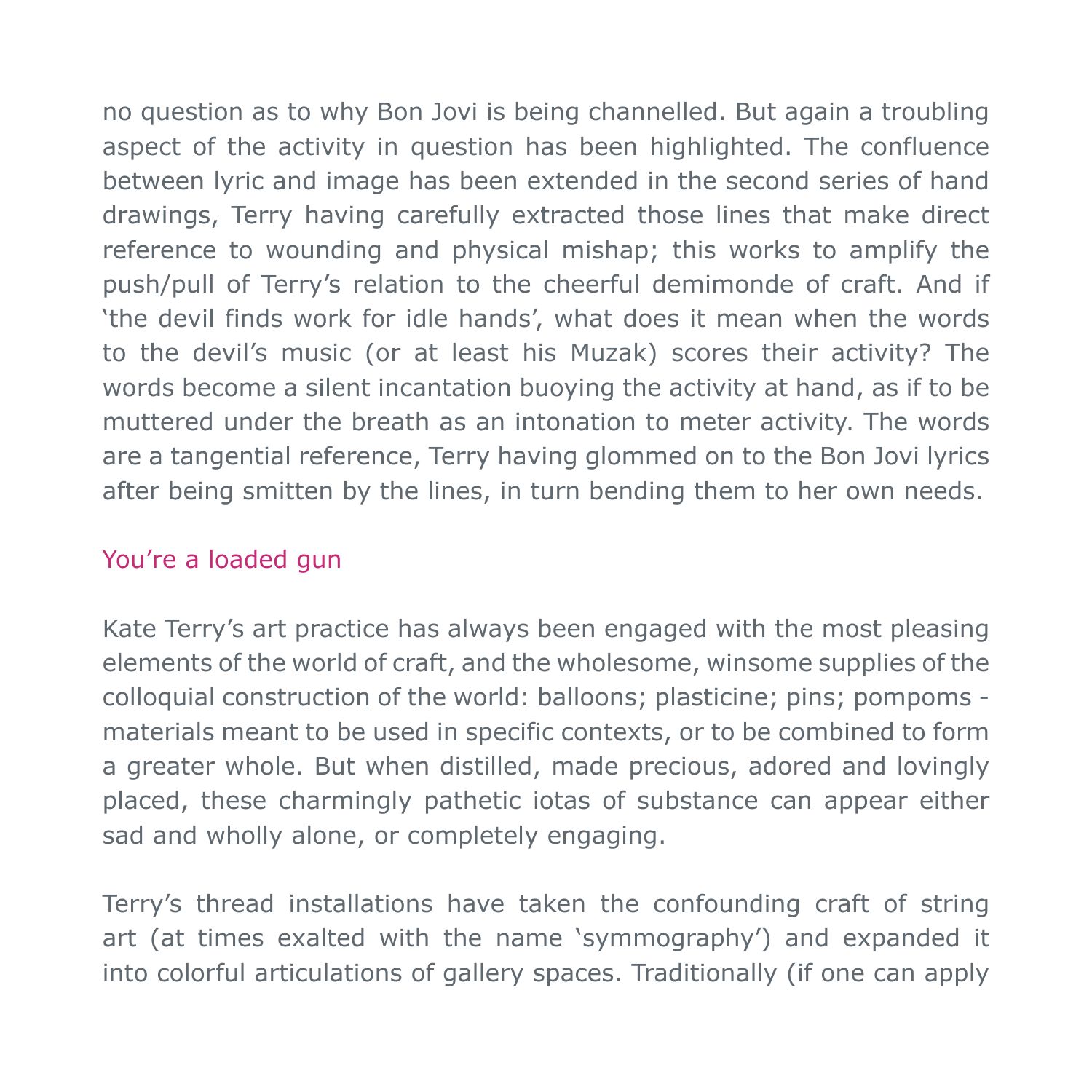no question as to why Bon Jovi is being channelled. But again a troubling aspect of the activity in question has been highlighted. The confluence between lyric and image has been extended in the second series of hand drawings, Terry having carefully extracted those lines that make direct reference to wounding and physical mishap; this works to amplify the push/pull of Terry's relation to the cheerful demimonde of craft. And if 'the devil finds work for idle hands', what does it mean when the words to the devil's music (or at least his Muzak) scores their activity? The words become a silent incantation buoying the activity at hand, as if to be muttered under the breath as an intonation to meter activity. The words are a tangential reference, Terry having glommed on to the Bon Jovi lyrics after being smitten by the lines, in turn bending them to her own needs.

## You're a loaded gun

Kate Terry's art practice has always been engaged with the most pleasing elements of the world of craft, and the wholesome, winsome supplies of the colloquial construction of the world: balloons; plasticine; pins; pompoms - materials meant to be used in specific contexts, or to be combined to form a greater whole. But when distilled, made precious, adored and lovingly placed, these charmingly pathetic iotas of substance can appear either sad and wholly alone, or completely engaging.

Terry's thread installations have taken the confounding craft of string art (at times exalted with the name 'symmography') and expanded it into colorful articulations of gallery spaces. Traditionally (if one can apply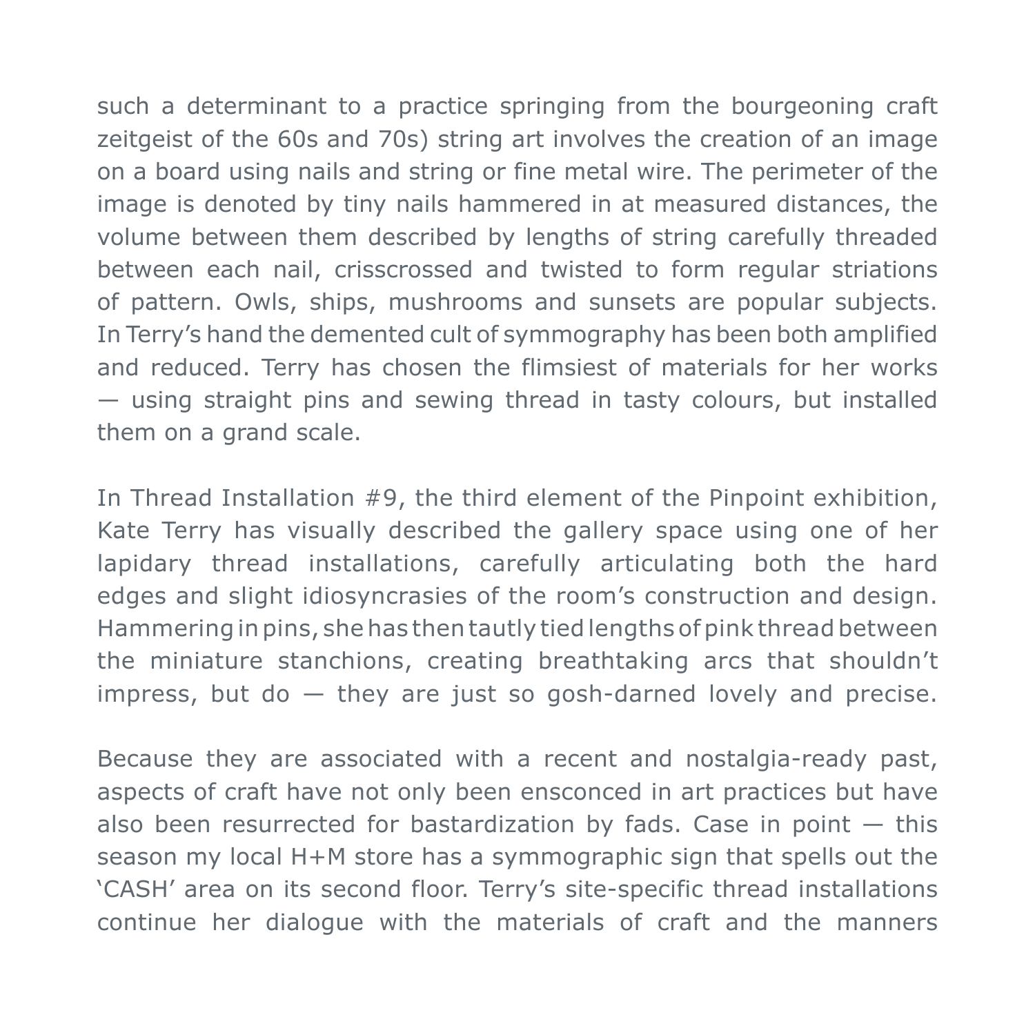such a determinant to a practice springing from the bourgeoning craft zeitgeist of the 60s and 70s) string art involves the creation of an image on a board using nails and string or fine metal wire. The perimeter of the image is denoted by tiny nails hammered in at measured distances, the volume between them described by lengths of string carefully threaded between each nail, crisscrossed and twisted to form regular striations of pattern. Owls, ships, mushrooms and sunsets are popular subjects. In Terry's hand the demented cult of symmography has been both amplified and reduced. Terry has chosen the flimsiest of materials for her works — using straight pins and sewing thread in tasty colours, but installed them on a grand scale.

In Thread Installation #9, the third element of the Pinpoint exhibition, Kate Terry has visually described the gallery space using one of her lapidary thread installations, carefully articulating both the hard edges and slight idiosyncrasies of the room's construction and design. Hammering in pins, she has then tautly tied lengths of pink thread between the miniature stanchions, creating breathtaking arcs that shouldn't impress, but do — they are just so gosh-darned lovely and precise.

Because they are associated with a recent and nostalgia-ready past, aspects of craft have not only been ensconced in art practices but have also been resurrected for bastardization by fads. Case in point — this season my local H+M store has a symmographic sign that spells out the 'CASH' area on its second floor. Terry's site-specific thread installations continue her dialogue with the materials of craft and the manners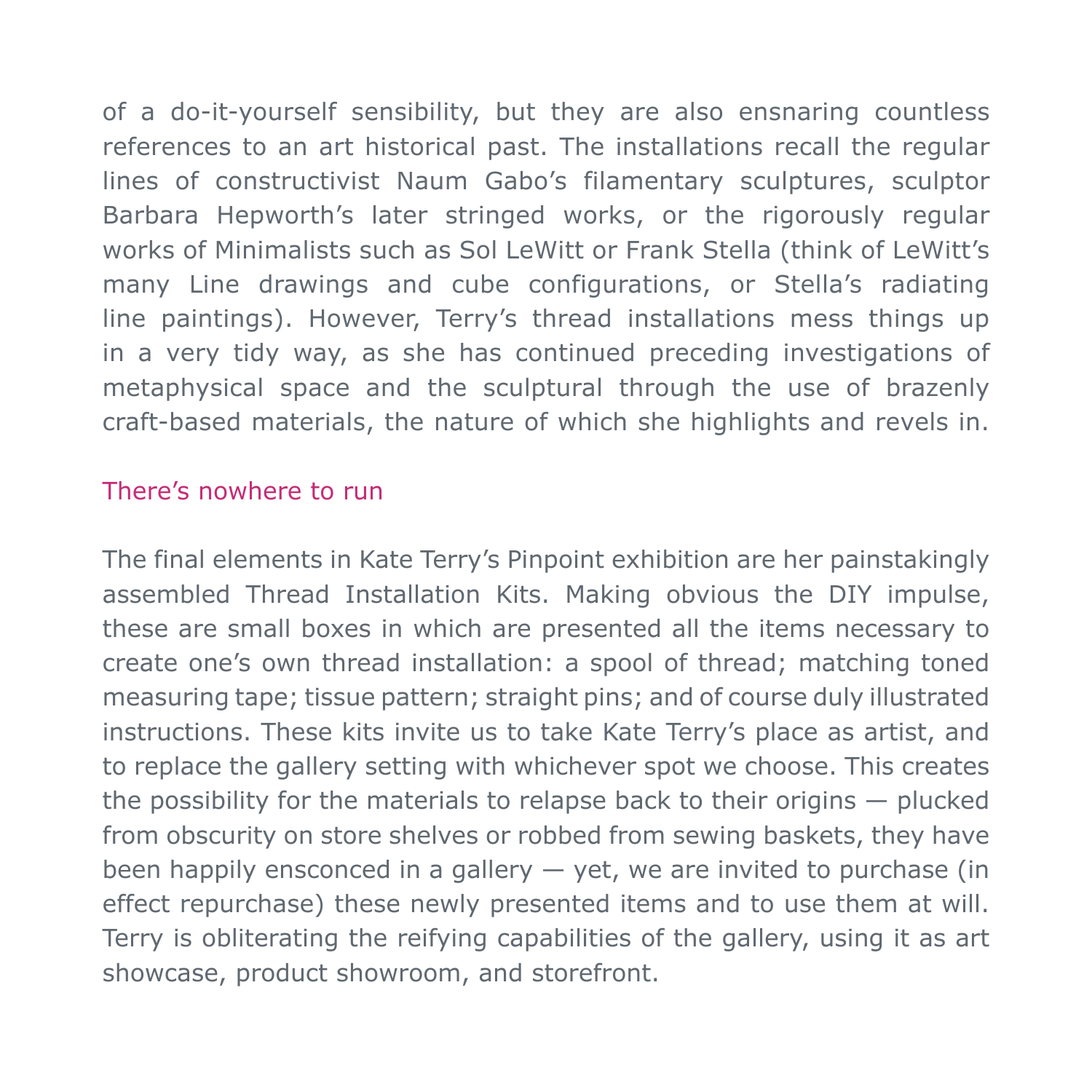of a do-it-yourself sensibility, but they are also ensnaring countless references to an art historical past. The installations recall the regular lines of constructivist Naum Gabo's filamentary sculptures, sculptor Barbara Hepworth's later stringed works, or the rigorously regular works of Minimalists such as Sol LeWitt or Frank Stella (think of LeWitt's many Line drawings and cube configurations, or Stella's radiating line paintings). However, Terry's thread installations mess things up in a very tidy way, as she has continued preceding investigations of metaphysical space and the sculptural through the use of brazenly craft-based materials, the nature of which she highlights and revels in.

## There's nowhere to run

The final elements in Kate Terry's Pinpoint exhibition are her painstakingly assembled Thread Installation Kits. Making obvious the DIY impulse, these are small boxes in which are presented all the items necessary to create one's own thread installation: a spool of thread; matching toned measuring tape; tissue pattern; straight pins; and of course duly illustrated instructions. These kits invite us to take Kate Terry's place as artist, and to replace the gallery setting with whichever spot we choose. This creates the possibility for the materials to relapse back to their origins — plucked from obscurity on store shelves or robbed from sewing baskets, they have been happily ensconced in a gallery — yet, we are invited to purchase (in effect repurchase) these newly presented items and to use them at will. Terry is obliterating the reifying capabilities of the gallery, using it as art showcase, product showroom, and storefront.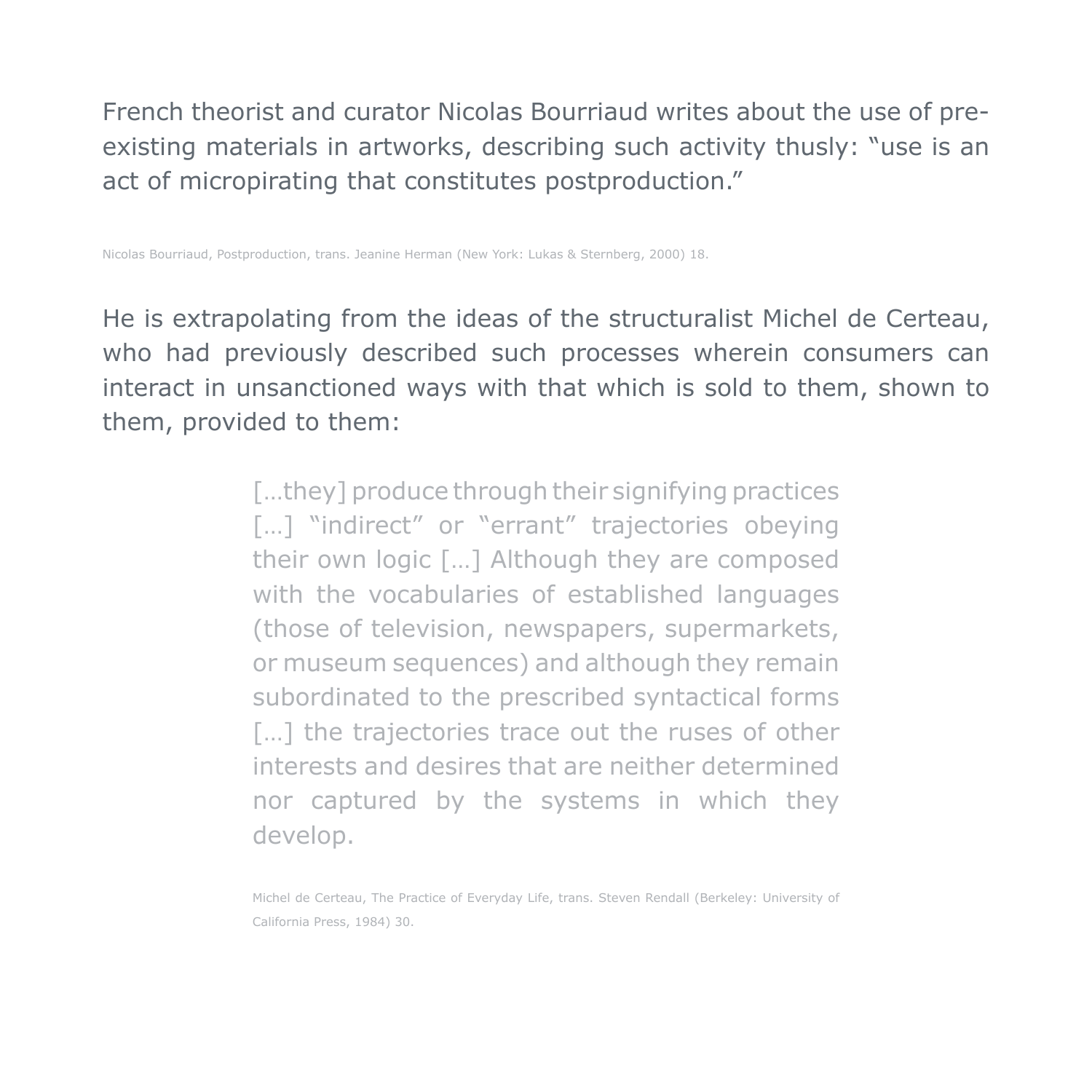French theorist and curator Nicolas Bourriaud writes about the use of pre-existing materials in artworks, describing such activity thusly: "use is an act of micropirating that constitutes postproduction."

Nicolas Bourriaud, Postproduction, trans. Jeanine Herman (New York: Lukas & Sternberg, 2000) 18.

He is extrapolating from the ideas of the structuralist Michel de Certeau, who had previously described such processes wherein consumers can interact in unsanctioned ways with that which is sold to them, shown to them, provided to them:

> [...they] produce through their signifying practices [...] "indirect" or "errant" trajectories obeying their own logic [...] Although they are composed with the vocabularies of established languages (those of television, newspapers, supermarkets, or museum sequences) and although they remain subordinated to the prescribed syntactical forms [...] the trajectories trace out the ruses of other interests and desires that are neither determined nor captured by the systems in which they develop.
>
> Michel de Certeau, The Practice of Everyday Life, trans. Steven Rendall (Berkeley: University of California Press, 1984) 30.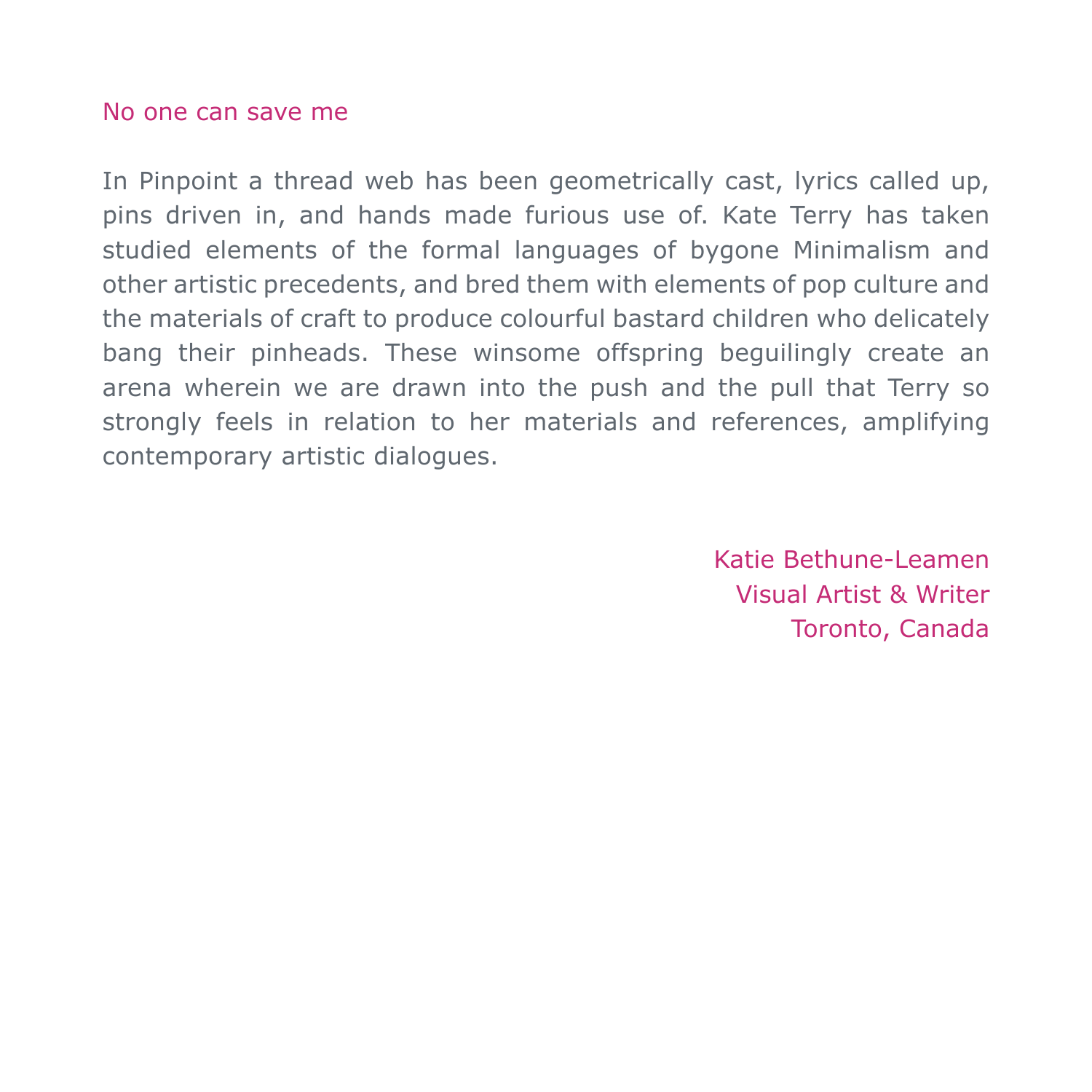## No one can save me

In Pinpoint a thread web has been geometrically cast, lyrics called up, pins driven in, and hands made furious use of. Kate Terry has taken studied elements of the formal languages of bygone Minimalism and other artistic precedents, and bred them with elements of pop culture and the materials of craft to produce colourful bastard children who delicately bang their pinheads. These winsome offspring beguilingly create an arena wherein we are drawn into the push and the pull that Terry so strongly feels in relation to her materials and references, amplifying contemporary artistic dialogues.

Katie Bethune-Leamen
Visual Artist & Writer
Toronto, Canada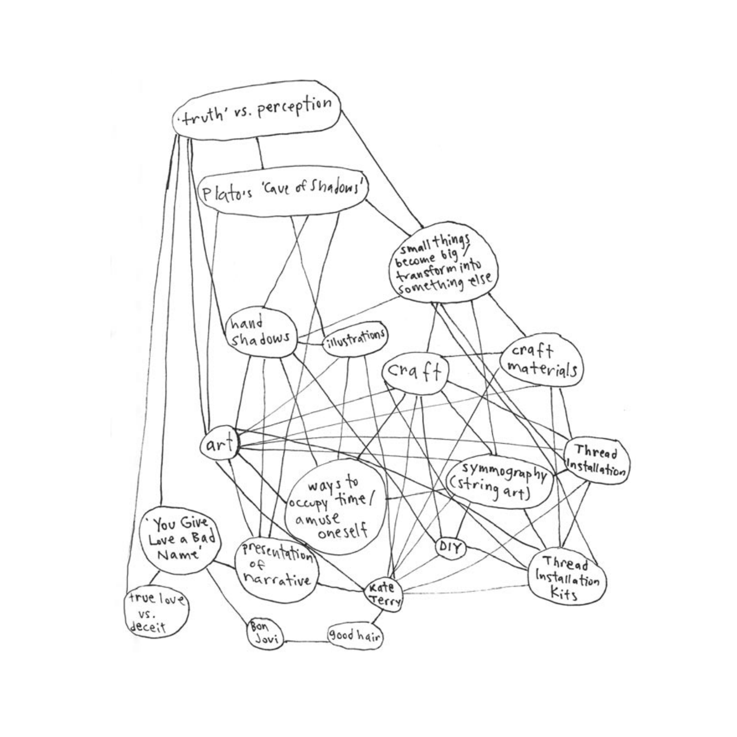'truth' vs. perception

Plato's 'Cave of Shadows'

small things become big / transform into something else

hand shadows

illustrations

Craft

craft materials

art

Thread Installation

symmography (string art)

ways to occupy time / amuse oneself

'You Give Love a Bad Name'

presentation of narrative

DIY

Thread Installation Kits

true love vs. deceit

Kate Terry

Bon Jovi

good hair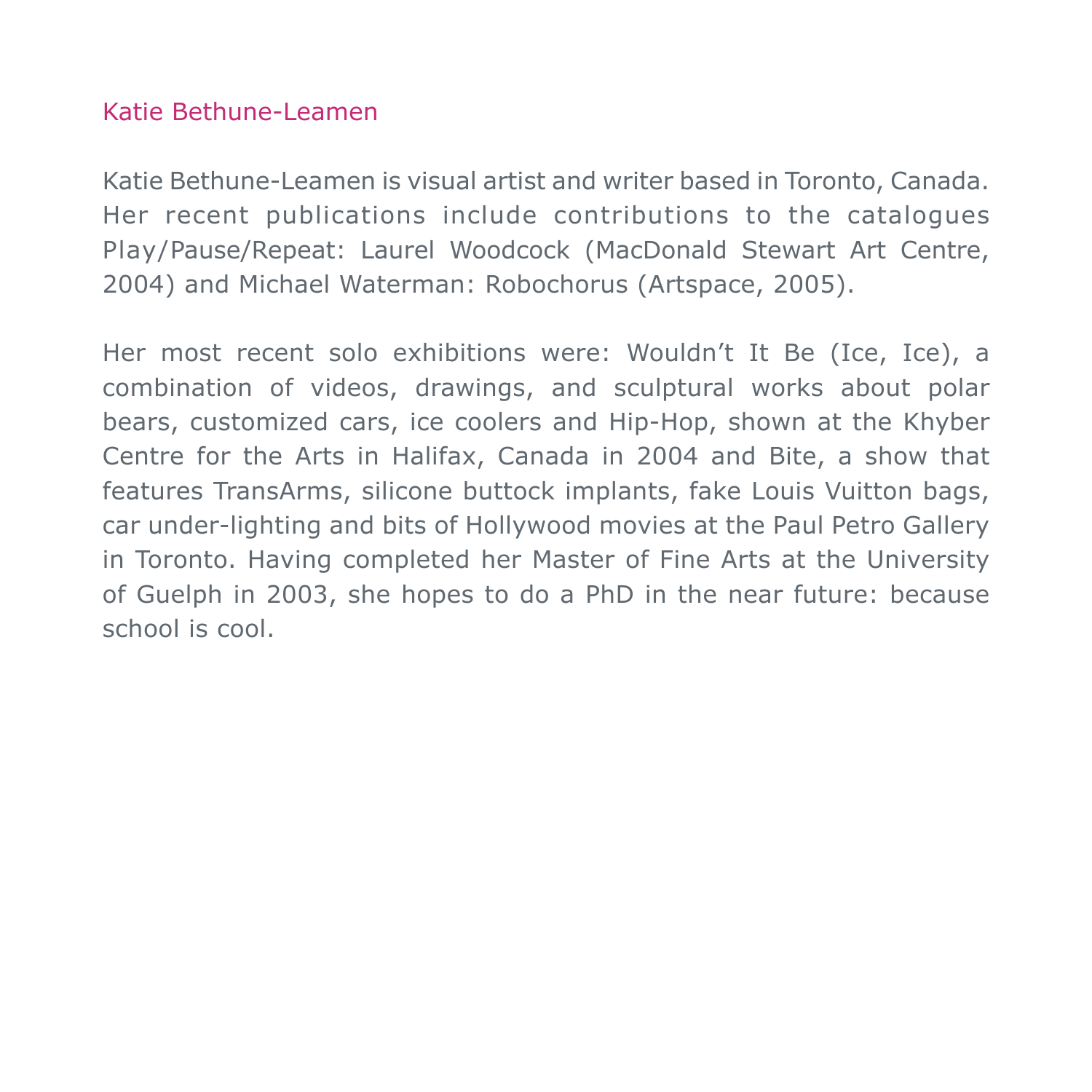## Katie Bethune-Leamen

Katie Bethune-Leamen is visual artist and writer based in Toronto, Canada. Her recent publications include contributions to the catalogues Play/Pause/Repeat: Laurel Woodcock (MacDonald Stewart Art Centre, 2004) and Michael Waterman: Robochorus (Artspace, 2005).

Her most recent solo exhibitions were: Wouldn't It Be (Ice, Ice), a combination of videos, drawings, and sculptural works about polar bears, customized cars, ice coolers and Hip-Hop, shown at the Khyber Centre for the Arts in Halifax, Canada in 2004 and Bite, a show that features TransArms, silicone buttock implants, fake Louis Vuitton bags, car under-lighting and bits of Hollywood movies at the Paul Petro Gallery in Toronto. Having completed her Master of Fine Arts at the University of Guelph in 2003, she hopes to do a PhD in the near future: because school is cool.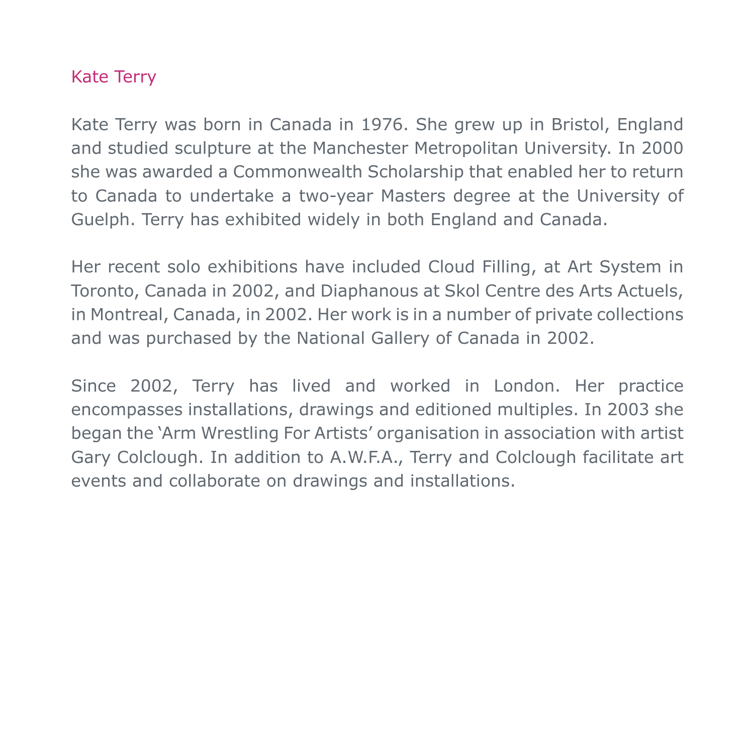## Kate Terry

Kate Terry was born in Canada in 1976. She grew up in Bristol, England and studied sculpture at the Manchester Metropolitan University. In 2000 she was awarded a Commonwealth Scholarship that enabled her to return to Canada to undertake a two-year Masters degree at the University of Guelph. Terry has exhibited widely in both England and Canada.

Her recent solo exhibitions have included Cloud Filling, at Art System in Toronto, Canada in 2002, and Diaphanous at Skol Centre des Arts Actuels, in Montreal, Canada, in 2002. Her work is in a number of private collections and was purchased by the National Gallery of Canada in 2002.

Since 2002, Terry has lived and worked in London. Her practice encompasses installations, drawings and editioned multiples. In 2003 she began the 'Arm Wrestling For Artists' organisation in association with artist Gary Colclough. In addition to A.W.F.A., Terry and Colclough facilitate art events and collaborate on drawings and installations.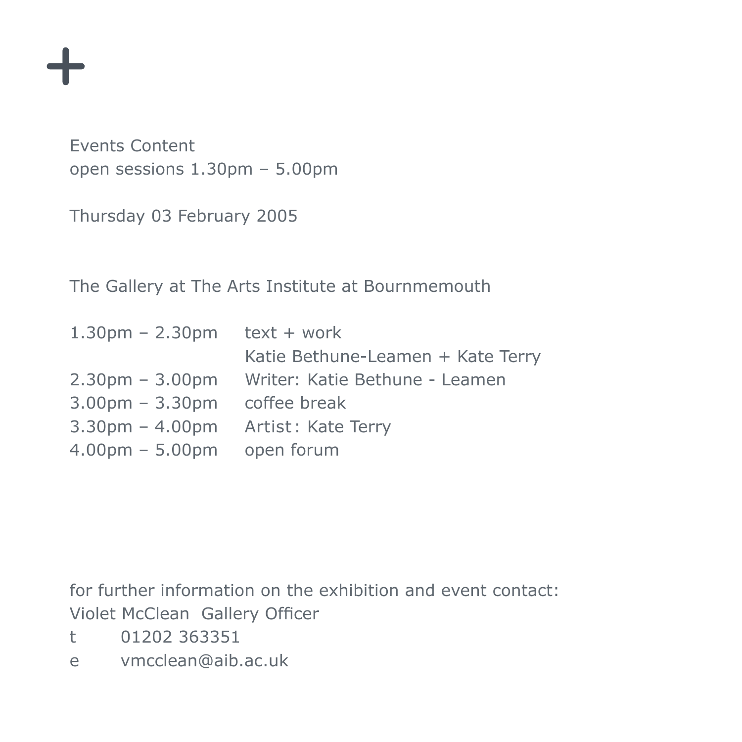+

Events Content
open sessions 1.30pm – 5.00pm

Thursday 03 February 2005

The Gallery at The Arts Institute at Bournmemouth

| | |
|---|---|
| 1.30pm – 2.30pm | text + work<br>Katie Bethune-Leamen + Kate Terry |
| 2.30pm – 3.00pm | Writer: Katie Bethune - Leamen |
| 3.00pm – 3.30pm | coffee break |
| 3.30pm – 4.00pm | Artist : Kate Terry |
| 4.00pm – 5.00pm | open forum |

for further information on the exhibition and event contact:
Violet McClean  Gallery Officer
t    01202 363351
e    vmcclean@aib.ac.uk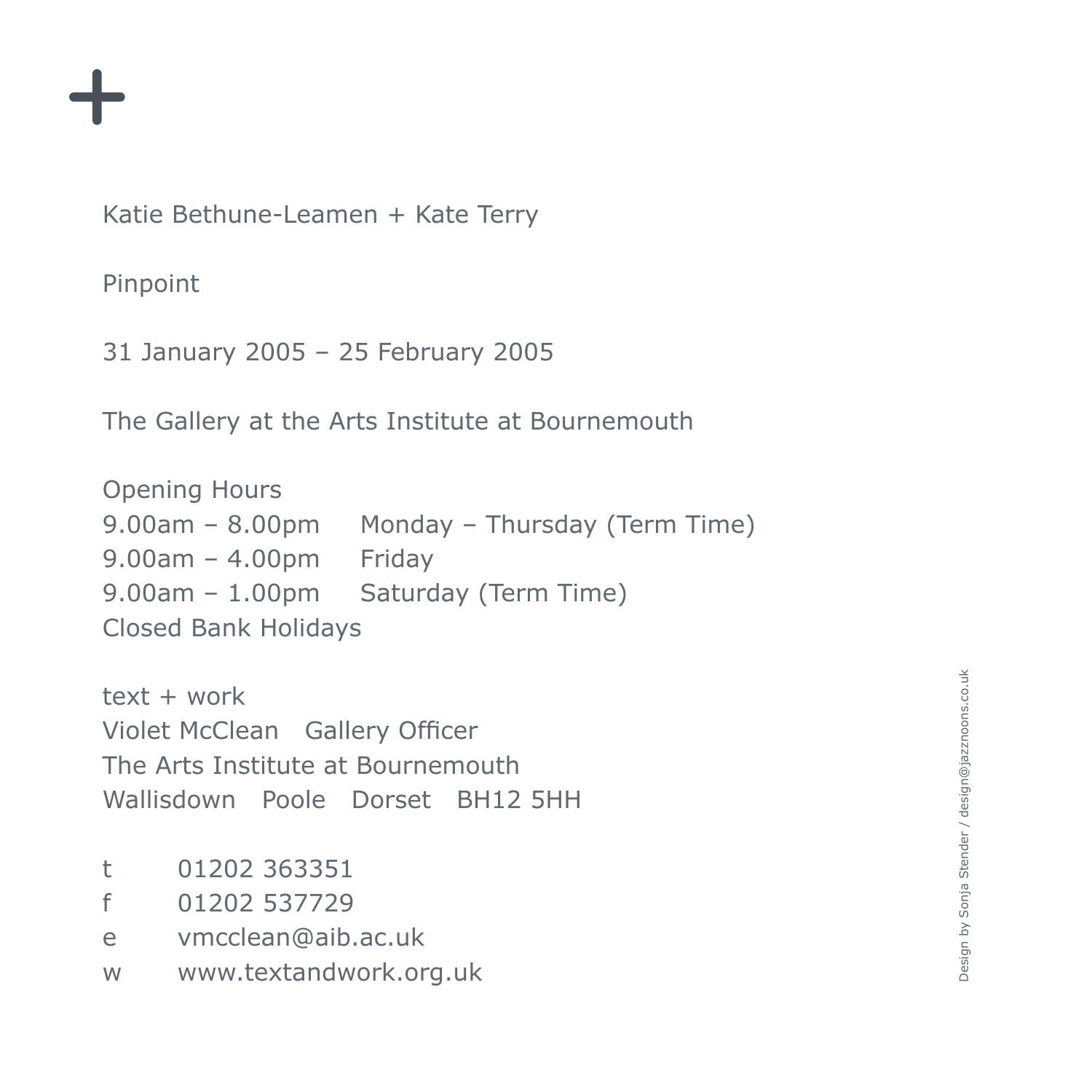+

Katie Bethune-Leamen + Kate Terry

Pinpoint

31 January 2005 – 25 February 2005

The Gallery at the Arts Institute at Bournemouth

Opening Hours

| | |
|---|---|
| 9.00am – 8.00pm | Monday – Thursday (Term Time) |
| 9.00am – 4.00pm | Friday |
| 9.00am – 1.00pm | Saturday (Term Time) |

Closed Bank Holidays

text + work
Violet McClean   Gallery Officer
The Arts Institute at Bournemouth
Wallisdown   Poole   Dorset   BH12 5HH

| | |
|---|---|
| t | 01202 363351 |
| f | 01202 537729 |
| e | vmcclean@aib.ac.uk |
| w | www.textandwork.org.uk |

Design by Sonja Stender / design@jazznoons.co.uk